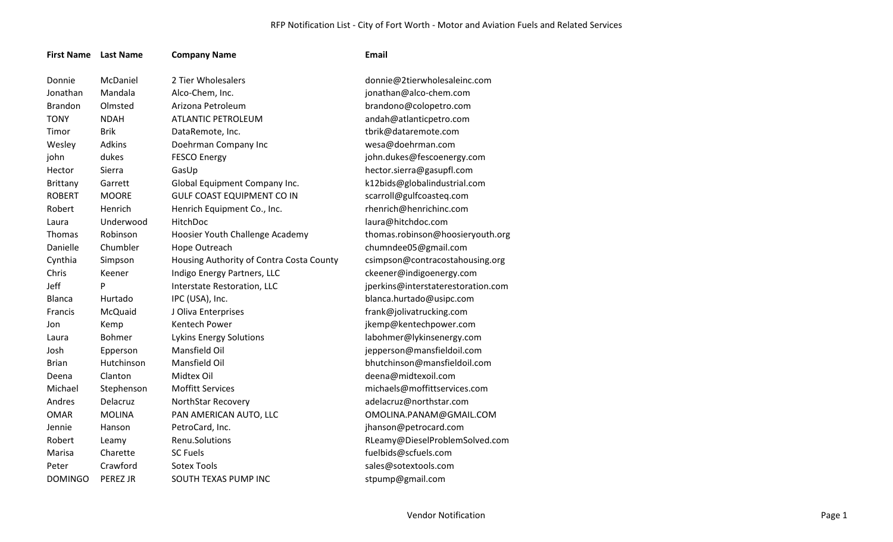# RFP Notification List - City of Fort Worth - Motor and Aviation Fuels and Related Services

| First Name | Last Name | Company Name | Email |
|---|---|---|---|
| Donnie | McDaniel | 2 Tier Wholesalers | donnie@2tierwholesaleinc.com |
| Jonathan | Mandala | Alco-Chem, Inc. | jonathan@alco-chem.com |
| Brandon | Olmsted | Arizona Petroleum | brandono@colopetro.com |
| TONY | NDAH | ATLANTIC PETROLEUM | andah@atlanticpetro.com |
| Timor | Brik | DataRemote, Inc. | tbrik@dataremote.com |
| Wesley | Adkins | Doehrman Company Inc | wesa@doehrman.com |
| john | dukes | FESCO Energy | john.dukes@fescoenergy.com |
| Hector | Sierra | GasUp | hector.sierra@gasupfl.com |
| Brittany | Garrett | Global Equipment Company Inc. | k12bids@globalindustrial.com |
| ROBERT | MOORE | GULF COAST EQUIPMENT CO IN | scarroll@gulfcoasteq.com |
| Robert | Henrich | Henrich Equipment Co., Inc. | rhenrich@henrichinc.com |
| Laura | Underwood | HitchDoc | laura@hitchdoc.com |
| Thomas | Robinson | Hoosier Youth Challenge Academy | thomas.robinson@hoosieryouth.org |
| Danielle | Chumbler | Hope Outreach | chumndee05@gmail.com |
| Cynthia | Simpson | Housing Authority of Contra Costa County | csimpson@contracostahousing.org |
| Chris | Keener | Indigo Energy Partners, LLC | ckeener@indigoenergy.com |
| Jeff | P | Interstate Restoration, LLC | jperkins@interstaterestoration.com |
| Blanca | Hurtado | IPC (USA), Inc. | blanca.hurtado@usipc.com |
| Francis | McQuaid | J Oliva Enterprises | frank@jolivatrucking.com |
| Jon | Kemp | Kentech Power | jkemp@kentechpower.com |
| Laura | Bohmer | Lykins Energy Solutions | labohmer@lykinsenergy.com |
| Josh | Epperson | Mansfield Oil | jepperson@mansfieldoil.com |
| Brian | Hutchinson | Mansfield Oil | bhutchinson@mansfieldoil.com |
| Deena | Clanton | Midtex Oil | deena@midtexoil.com |
| Michael | Stephenson | Moffitt Services | michaels@moffittservices.com |
| Andres | Delacruz | NorthStar Recovery | adelacruz@northstar.com |
| OMAR | MOLINA | PAN AMERICAN AUTO, LLC | OMOLINA.PANAM@GMAIL.COM |
| Jennie | Hanson | PetroCard, Inc. | jhanson@petrocard.com |
| Robert | Leamy | Renu.Solutions | RLeamy@DieselProblemSolved.com |
| Marisa | Charette | SC Fuels | fuelbids@scfuels.com |
| Peter | Crawford | Sotex Tools | sales@sotextools.com |
| DOMINGO | PEREZ JR | SOUTH TEXAS PUMP INC | stpump@gmail.com |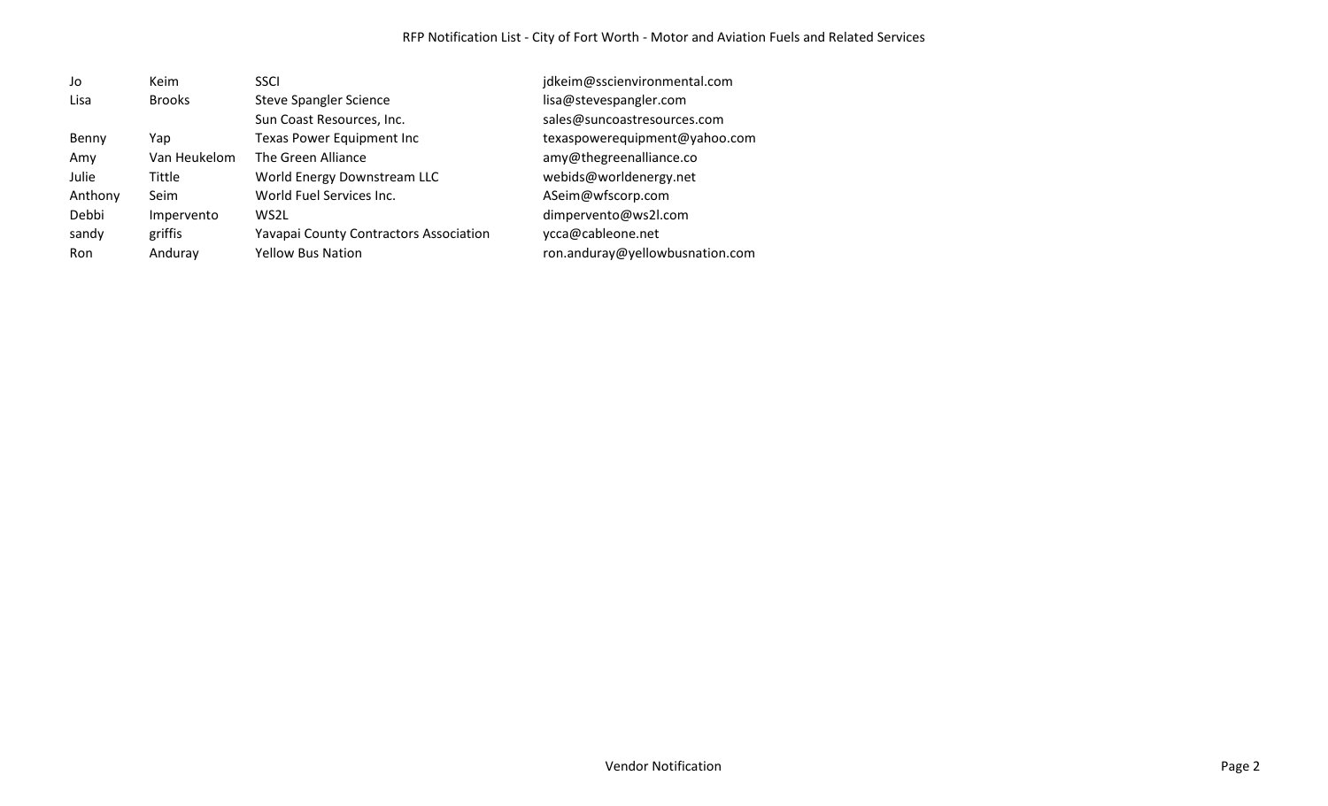| | | | |
|---|---|---|---|
| Jo | Keim | SSCI | jdkeim@sscienvironmental.com |
| Lisa | Brooks | Steve Spangler Science | lisa@stevespangler.com |
| | | Sun Coast Resources, Inc. | sales@suncoastresources.com |
| Benny | Yap | Texas Power Equipment Inc | texaspowerequipment@yahoo.com |
| Amy | Van Heukelom | The Green Alliance | amy@thegreenalliance.co |
| Julie | Tittle | World Energy Downstream LLC | webids@worldenergy.net |
| Anthony | Seim | World Fuel Services Inc. | ASeim@wfscorp.com |
| Debbi | Impervento | WS2L | dimpervento@ws2l.com |
| sandy | griffis | Yavapai County Contractors Association | ycca@cableone.net |
| Ron | Anduray | Yellow Bus Nation | ron.anduray@yellowbusnation.com |